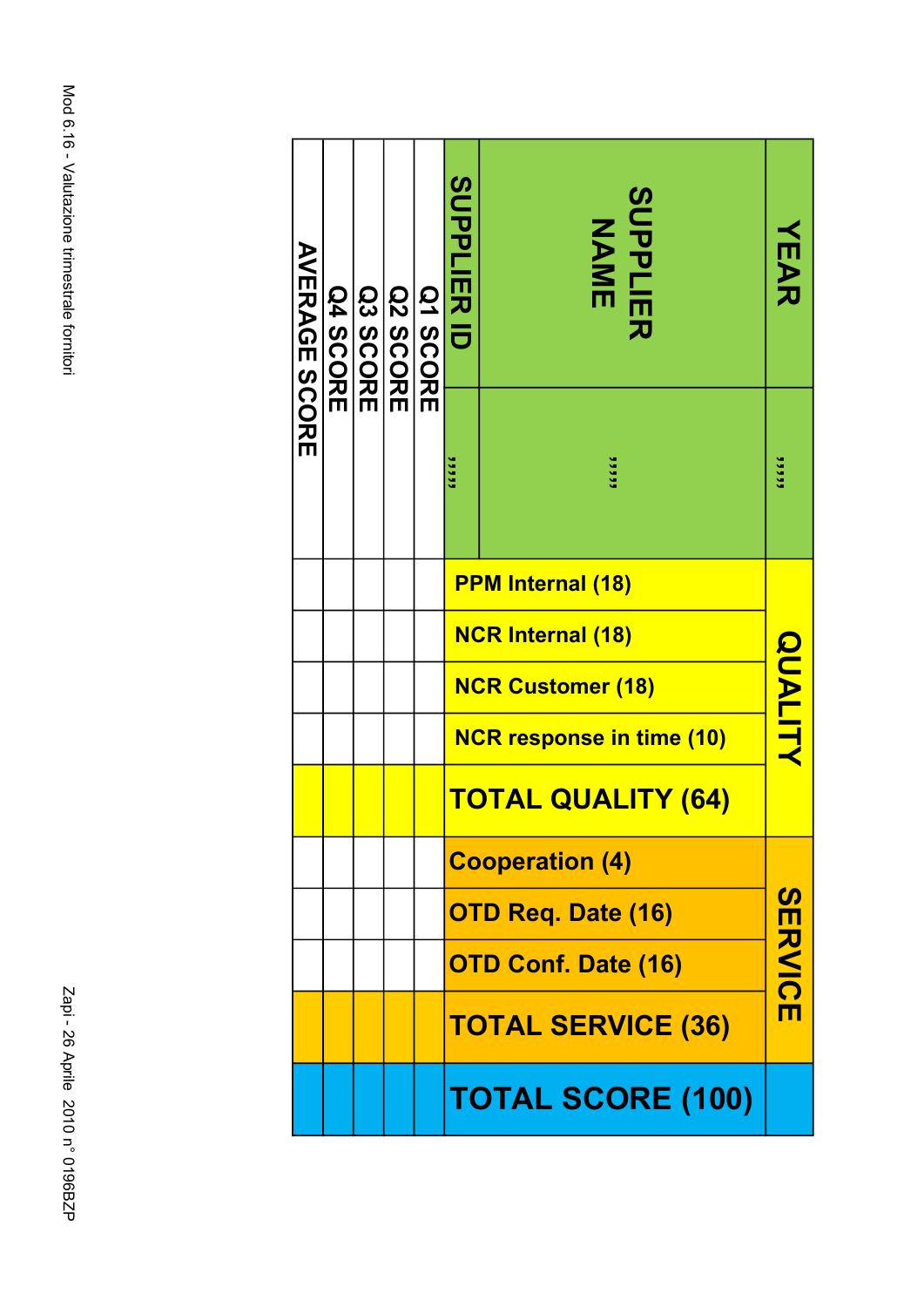| YEAR | """" | QUALITY | | | | | SERVICE | | | | |
|---|---|---|---|---|---|---|---|---|---|---|---|
| SUPPLIER NAME | """" | PPM Internal (18) | NCR Internal (18) | NCR Customer (18) | NCR response in time (10) | TOTAL QUALITY (64) | Cooperation (4) | OTD Req. Date (16) | OTD Conf. Date (16) | TOTAL SERVICE (36) | TOTAL SCORE (100) |
| SUPPLIER ID | """" | | | | | | | | | | |
| Q1 SCORE | | | | | | | | | | | |
| Q2 SCORE | | | | | | | | | | | |
| Q3 SCORE | | | | | | | | | | | |
| Q4 SCORE | | | | | | | | | | | |
| AVERAGE SCORE | | | | | | | | | | | |

Mod 6.16 - Valutazione trimestrale fornitori

Zapi - 26 Aprile 2010 n° 0196BZP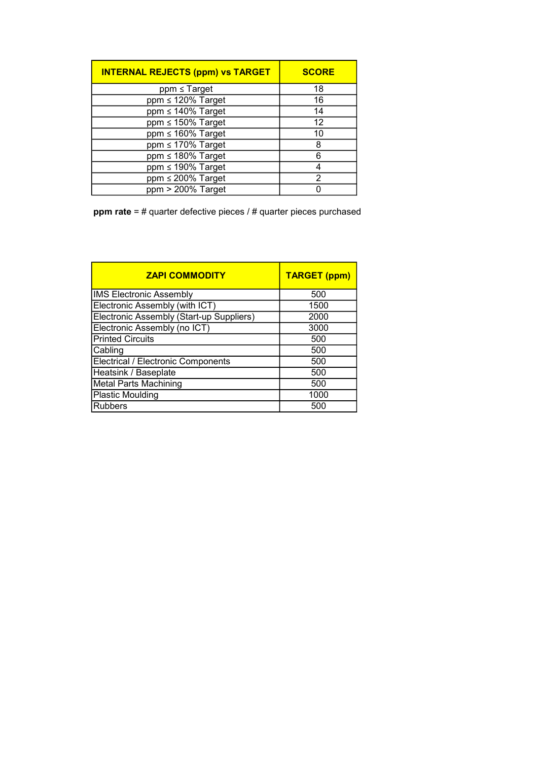| INTERNAL REJECTS (ppm) vs TARGET | SCORE |
|---|---|
| ppm ≤ Target | 18 |
| ppm ≤ 120% Target | 16 |
| ppm ≤ 140% Target | 14 |
| ppm ≤ 150% Target | 12 |
| ppm ≤ 160% Target | 10 |
| ppm ≤ 170% Target | 8 |
| ppm ≤ 180% Target | 6 |
| ppm ≤ 190% Target | 4 |
| ppm ≤ 200% Target | 2 |
| ppm > 200% Target | 0 |

**ppm rate** = # quarter defective pieces / # quarter pieces purchased

| ZAPI COMMODITY | TARGET (ppm) |
|---|---|
| IMS Electronic Assembly | 500 |
| Electronic Assembly (with ICT) | 1500 |
| Electronic Assembly (Start-up Suppliers) | 2000 |
| Electronic Assembly (no ICT) | 3000 |
| Printed Circuits | 500 |
| Cabling | 500 |
| Electrical / Electronic Components | 500 |
| Heatsink / Baseplate | 500 |
| Metal Parts Machining | 500 |
| Plastic Moulding | 1000 |
| Rubbers | 500 |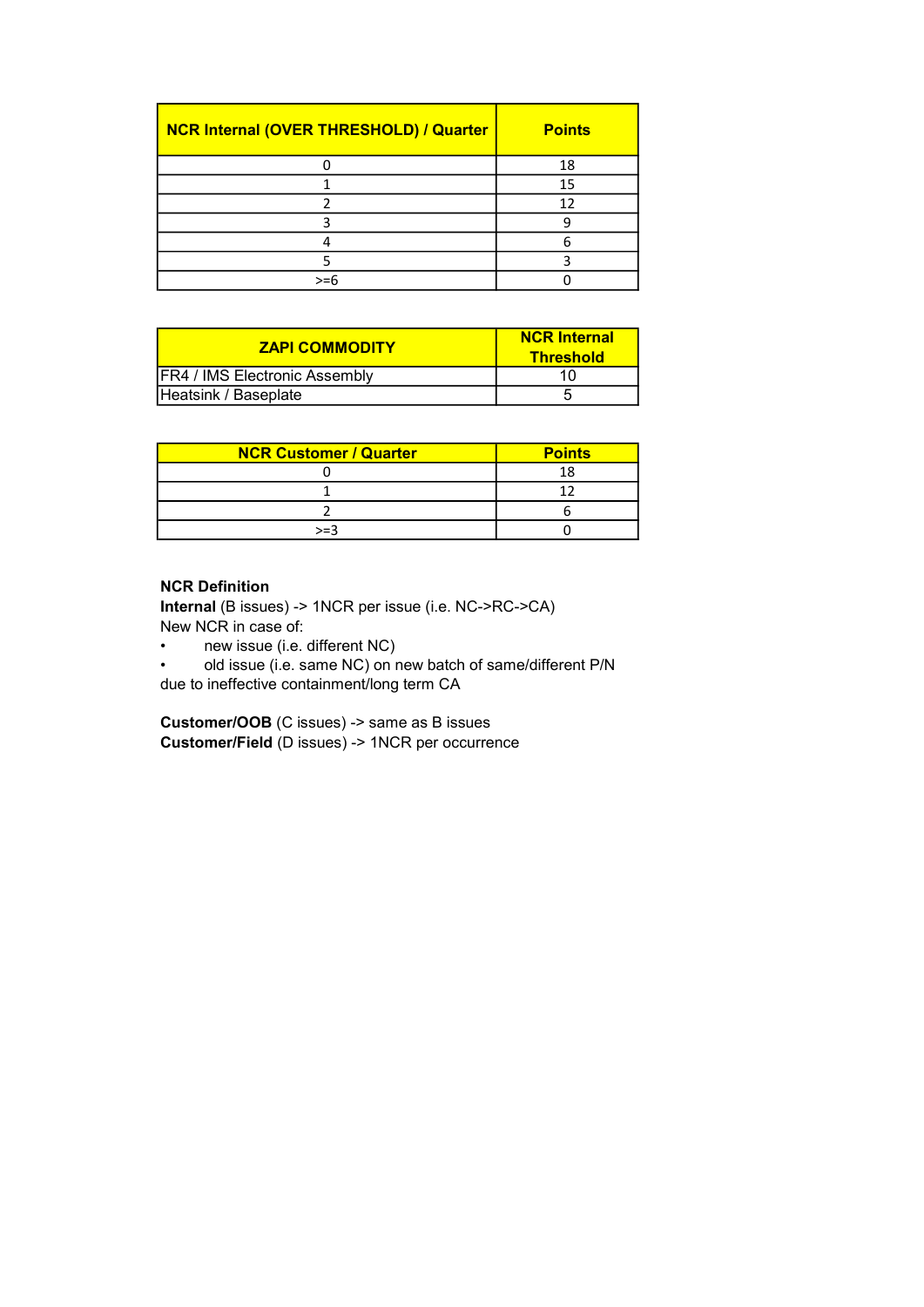| NCR Internal (OVER THRESHOLD) / Quarter | Points |
| --- | --- |
| 0 | 18 |
| 1 | 15 |
| 2 | 12 |
| 3 | 9 |
| 4 | 6 |
| 5 | 3 |
| >=6 | 0 |

| ZAPI COMMODITY | NCR Internal Threshold |
| --- | --- |
| FR4 / IMS Electronic Assembly | 10 |
| Heatsink / Baseplate | 5 |

| NCR Customer / Quarter | Points |
| --- | --- |
| 0 | 18 |
| 1 | 12 |
| 2 | 6 |
| >=3 | 0 |

**NCR Definition**

**Internal** (B issues) -> 1NCR per issue (i.e. NC->RC->CA)

New NCR in case of:

- new issue (i.e. different NC)
- old issue (i.e. same NC) on new batch of same/different P/N

due to ineffective containment/long term CA

**Customer/OOB** (C issues) -> same as B issues

**Customer/Field** (D issues) -> 1NCR per occurrence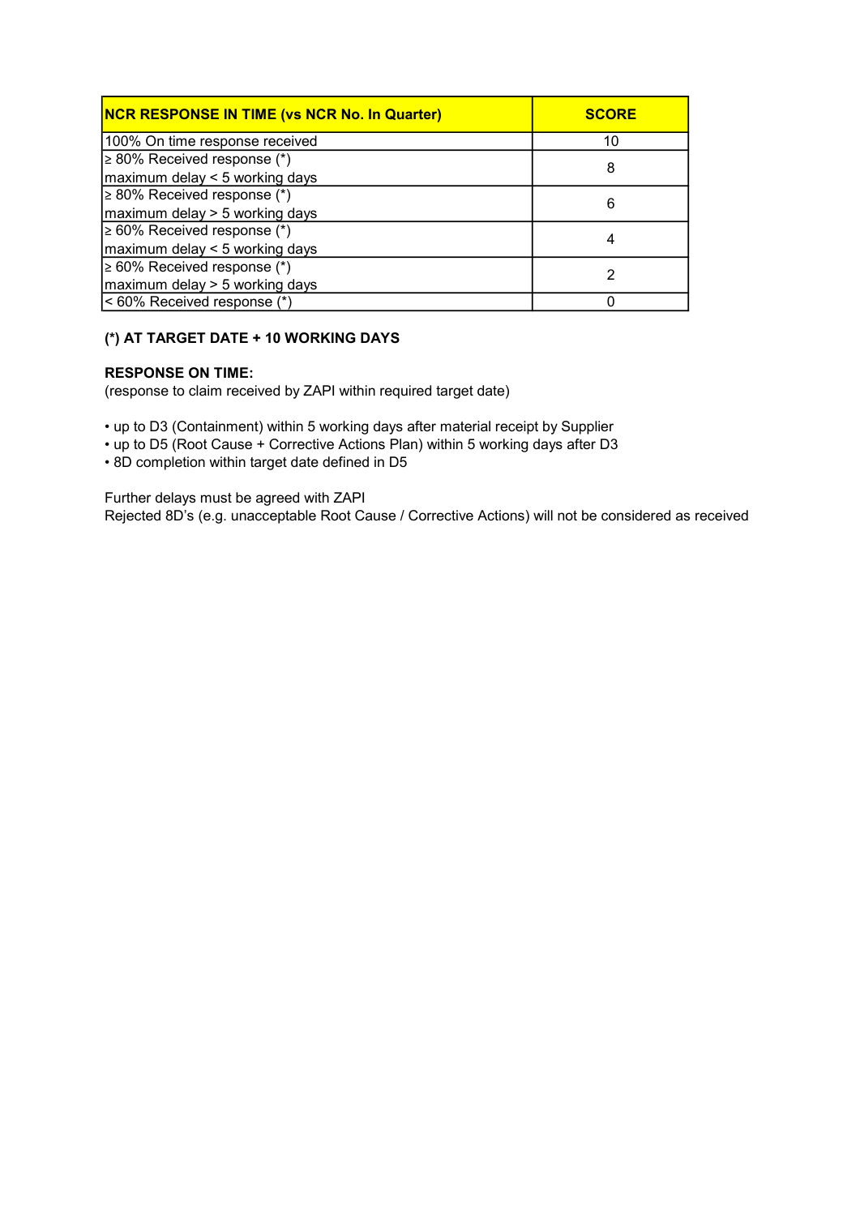| NCR RESPONSE IN TIME (vs NCR No. In Quarter) | SCORE |
| --- | --- |
| 100% On time response received | 10 |
| ≥ 80% Received response (*) maximum delay < 5 working days | 8 |
| ≥ 80% Received response (*) maximum delay > 5 working days | 6 |
| ≥ 60% Received response (*) maximum delay < 5 working days | 4 |
| ≥ 60% Received response (*) maximum delay > 5 working days | 2 |
| < 60% Received response (*) | 0 |

**(*) AT TARGET DATE + 10 WORKING DAYS**

**RESPONSE ON TIME:**
(response to claim received by ZAPI within required target date)

- up to D3 (Containment) within 5 working days after material receipt by Supplier
- up to D5 (Root Cause + Corrective Actions Plan) within 5 working days after D3
- 8D completion within target date defined in D5

Further delays must be agreed with ZAPI
Rejected 8D's (e.g. unacceptable Root Cause / Corrective Actions) will not be considered as received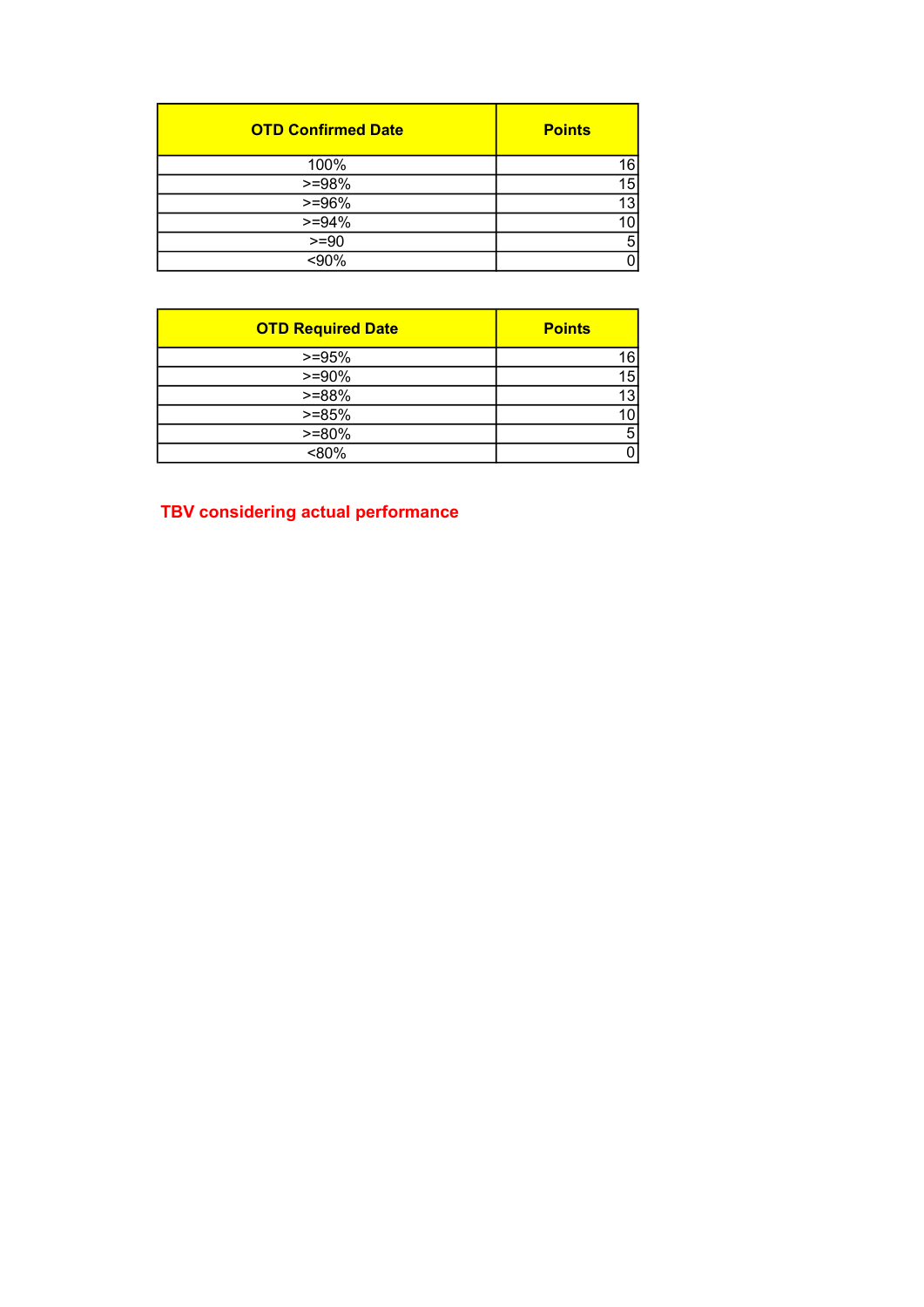| OTD Confirmed Date | Points |
| --- | --- |
| 100% | 16 |
| >=98% | 15 |
| >=96% | 13 |
| >=94% | 10 |
| >=90 | 5 |
| <90% | 0 |

| OTD Required Date | Points |
| --- | --- |
| >=95% | 16 |
| >=90% | 15 |
| >=88% | 13 |
| >=85% | 10 |
| >=80% | 5 |
| <80% | 0 |

**TBV considering actual performance**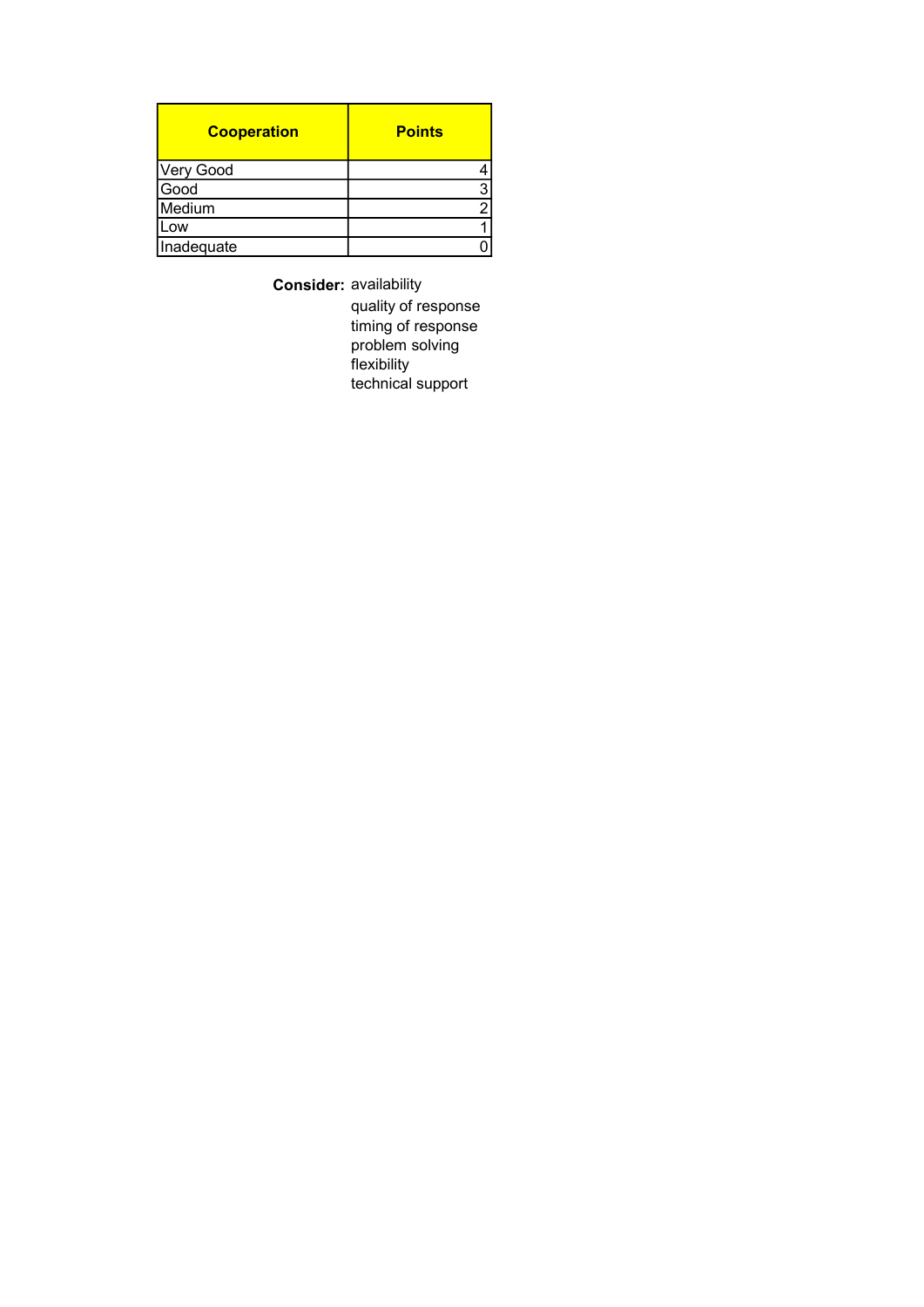| Cooperation | Points |
| --- | --- |
| Very Good | 4 |
| Good | 3 |
| Medium | 2 |
| Low | 1 |
| Inadequate | 0 |

**Consider:** availability
quality of response
timing of response
problem solving
flexibility
technical support